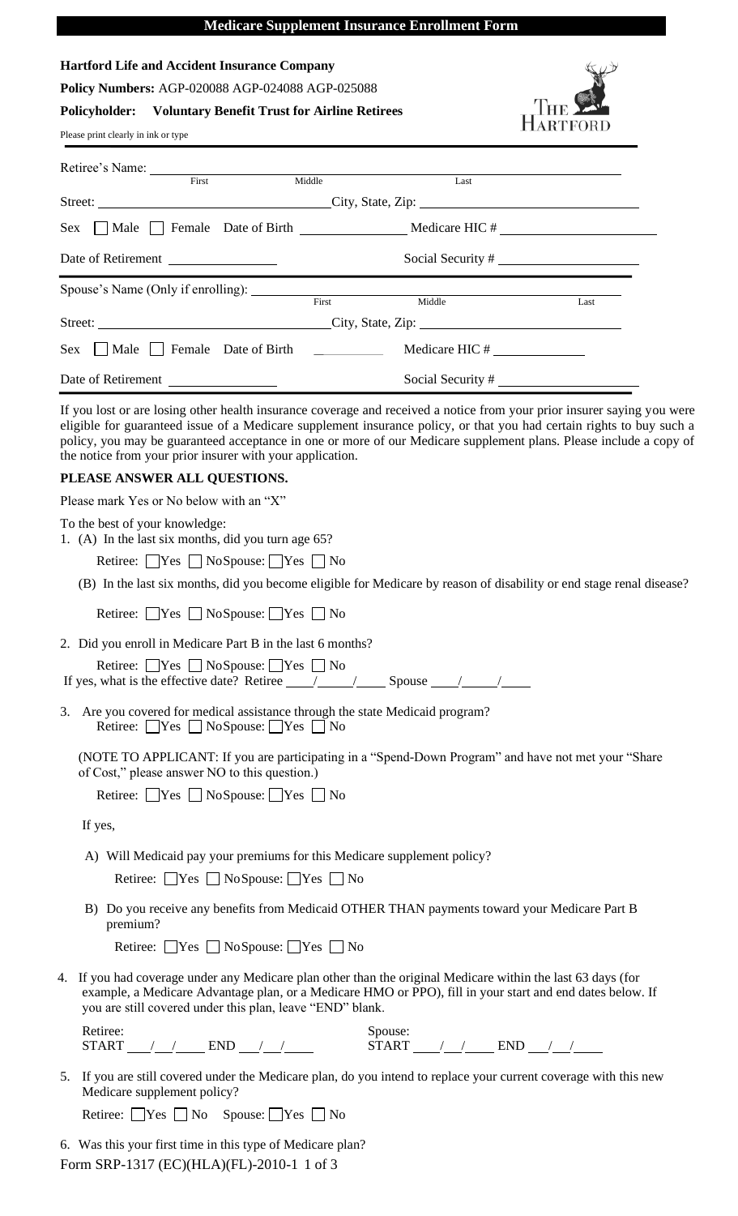# Medicare Supplement Insurance Enrollment Form

**Hartford Life and Accident Insurance Company**

**Policy Numbers:** AGP-020088 AGP-024088 AGP-025088

**Policyholder: Voluntary Benefit Trust for Airline Retirees**

Please print clearly in ink or type

Retiree's Name: ________________ First ________________ Middle ________________ Last

Street: ________________ City, State, Zip: ________________

Sex ☐ Male ☐ Female Date of Birth ________________ Medicare HIC # ________________

Date of Retirement ________________ Social Security # ________________

Spouse's Name (Only if enrolling): ________________ First ________________ Middle ________________ Last

Street: ________________ City, State, Zip: ________________

Sex ☐ Male ☐ Female Date of Birth ________________ Medicare HIC # ________________

Date of Retirement ________________ Social Security # ________________

If you lost or are losing other health insurance coverage and received a notice from your prior insurer saying you were eligible for guaranteed issue of a Medicare supplement insurance policy, or that you had certain rights to buy such a policy, you may be guaranteed acceptance in one or more of our Medicare supplement plans. Please include a copy of the notice from your prior insurer with your application.

**PLEASE ANSWER ALL QUESTIONS.**

Please mark Yes or No below with an "X"

To the best of your knowledge:

1. (A) In the last six months, did you turn age 65?

   Retiree: ☐ Yes ☐ No Spouse: ☐ Yes ☐ No

   (B) In the last six months, did you become eligible for Medicare by reason of disability or end stage renal disease?

   Retiree: ☐ Yes ☐ No Spouse: ☐ Yes ☐ No

2. Did you enroll in Medicare Part B in the last 6 months?

   Retiree: ☐ Yes ☐ No Spouse: ☐ Yes ☐ No

   If yes, what is the effective date? Retiree ____/____/____ Spouse ____/____/____

3. Are you covered for medical assistance through the state Medicaid program?

   Retiree: ☐ Yes ☐ No Spouse: ☐ Yes ☐ No

   (NOTE TO APPLICANT: If you are participating in a "Spend-Down Program" and have not met your "Share of Cost," please answer NO to this question.)

   Retiree: ☐ Yes ☐ No Spouse: ☐ Yes ☐ No

   If yes,

   A) Will Medicaid pay your premiums for this Medicare supplement policy?

   Retiree: ☐ Yes ☐ No Spouse: ☐ Yes ☐ No

   B) Do you receive any benefits from Medicaid OTHER THAN payments toward your Medicare Part B premium?

   Retiree: ☐ Yes ☐ No Spouse: ☐ Yes ☐ No

4. If you had coverage under any Medicare plan other than the original Medicare within the last 63 days (for example, a Medicare Advantage plan, or a Medicare HMO or PPO), fill in your start and end dates below. If you are still covered under this plan, leave "END" blank.

   Retiree: START ___/___/____ END ___/___/____ Spouse: START ___/___/____ END ___/___/____

5. If you are still covered under the Medicare plan, do you intend to replace your current coverage with this new Medicare supplement policy?

   Retiree: ☐ Yes ☐ No Spouse: ☐ Yes ☐ No

6. Was this your first time in this type of Medicare plan?

Form SRP-1317 (EC)(HLA)(FL)-2010-1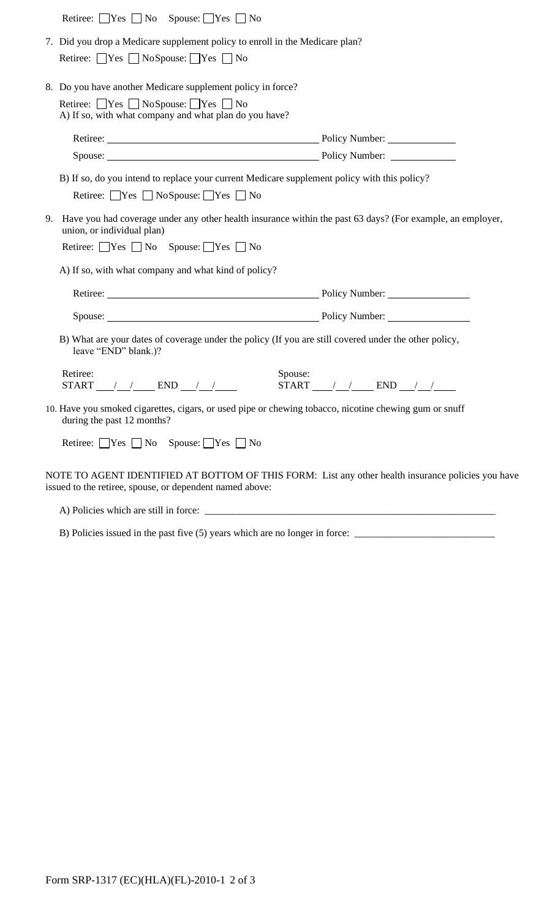Retiree: ☐ Yes ☐ No  Spouse: ☐ Yes ☐ No

7. Did you drop a Medicare supplement policy to enroll in the Medicare plan?

   Retiree: ☐ Yes ☐ No Spouse: ☐ Yes ☐ No

8. Do you have another Medicare supplement policy in force?

   Retiree: ☐ Yes ☐ No Spouse: ☐ Yes ☐ No

   A) If so, with what company and what plan do you have?

   Retiree: ________________________________________ Policy Number: _____________

   Spouse: ________________________________________ Policy Number: _____________

   B) If so, do you intend to replace your current Medicare supplement policy with this policy?

   Retiree: ☐ Yes ☐ No Spouse: ☐ Yes ☐ No

9. Have you had coverage under any other health insurance within the past 63 days? (For example, an employer, union, or individual plan)

   Retiree: ☐ Yes ☐ No  Spouse: ☐ Yes ☐ No

   A) If so, with what company and what kind of policy?

   Retiree: ________________________________________ Policy Number: ________________

   Spouse: ________________________________________ Policy Number: ________________

   B) What are your dates of coverage under the policy (If you are still covered under the other policy, leave "END" blank.)?

   Retiree:
   START ___/__/____ END ___/__/____

   Spouse:
   START ____/__/____ END ___/__/____

10. Have you smoked cigarettes, cigars, or used pipe or chewing tobacco, nicotine chewing gum or snuff during the past 12 months?

    Retiree: ☐ Yes ☐ No  Spouse: ☐ Yes ☐ No

NOTE TO AGENT IDENTIFIED AT BOTTOM OF THIS FORM: List any other health insurance policies you have issued to the retiree, spouse, or dependent named above:

A) Policies which are still in force: ____________________________________________________________

B) Policies issued in the past five (5) years which are no longer in force: ___________________________

Form SRP-1317 (EC)(HLA)(FL)-2010-1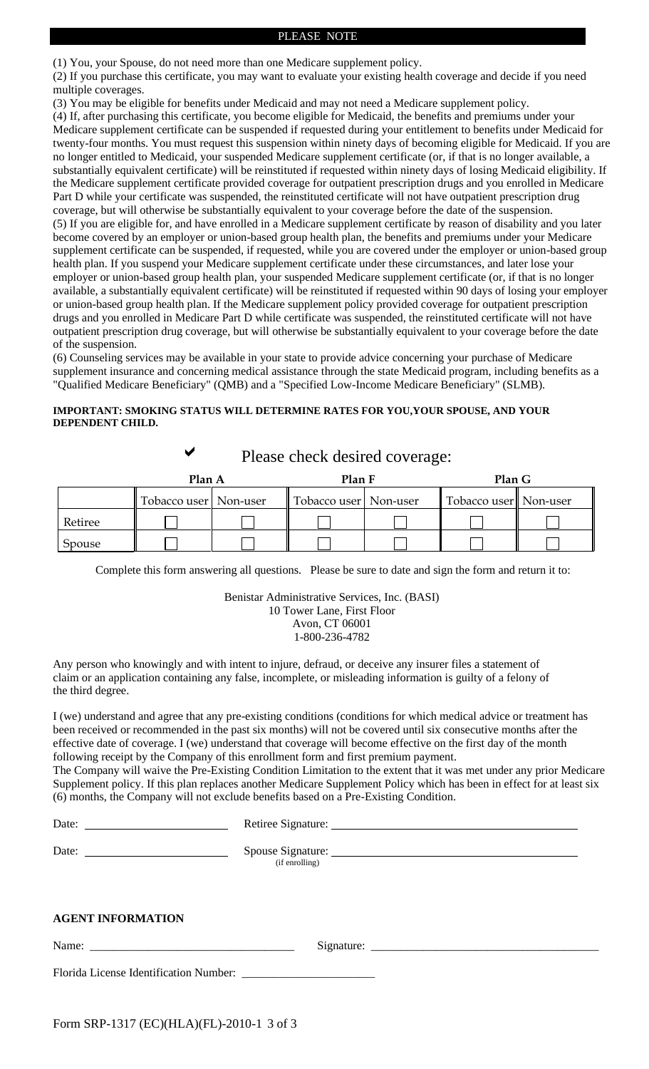## PLEASE NOTE

(1) You, your Spouse, do not need more than one Medicare supplement policy.

(2) If you purchase this certificate, you may want to evaluate your existing health coverage and decide if you need multiple coverages.

(3) You may be eligible for benefits under Medicaid and may not need a Medicare supplement policy.

(4) If, after purchasing this certificate, you become eligible for Medicaid, the benefits and premiums under your Medicare supplement certificate can be suspended if requested during your entitlement to benefits under Medicaid for twenty-four months. You must request this suspension within ninety days of becoming eligible for Medicaid. If you are no longer entitled to Medicaid, your suspended Medicare supplement certificate (or, if that is no longer available, a substantially equivalent certificate) will be reinstituted if requested within ninety days of losing Medicaid eligibility. If the Medicare supplement certificate provided coverage for outpatient prescription drugs and you enrolled in Medicare Part D while your certificate was suspended, the reinstituted certificate will not have outpatient prescription drug coverage, but will otherwise be substantially equivalent to your coverage before the date of the suspension.

(5) If you are eligible for, and have enrolled in a Medicare supplement certificate by reason of disability and you later become covered by an employer or union-based group health plan, the benefits and premiums under your Medicare supplement certificate can be suspended, if requested, while you are covered under the employer or union-based group health plan. If you suspend your Medicare supplement certificate under these circumstances, and later lose your employer or union-based group health plan, your suspended Medicare supplement certificate (or, if that is no longer available, a substantially equivalent certificate) will be reinstituted if requested within 90 days of losing your employer or union-based group health plan. If the Medicare supplement policy provided coverage for outpatient prescription drugs and you enrolled in Medicare Part D while certificate was suspended, the reinstituted certificate will not have outpatient prescription drug coverage, but will otherwise be substantially equivalent to your coverage before the date of the suspension.

(6) Counseling services may be available in your state to provide advice concerning your purchase of Medicare supplement insurance and concerning medical assistance through the state Medicaid program, including benefits as a "Qualified Medicare Beneficiary" (QMB) and a "Specified Low-Income Medicare Beneficiary" (SLMB).

**IMPORTANT: SMOKING STATUS WILL DETERMINE RATES FOR YOU,YOUR SPOUSE, AND YOUR DEPENDENT CHILD.**

✔ Please check desired coverage:

| | Plan A | | Plan F | | Plan G | |
|---|---|---|---|---|---|---|
| | Tobacco user | Non-user | Tobacco user | Non-user | Tobacco user | Non-user |
| Retiree | ☐ | ☐ | ☐ | ☐ | ☐ | ☐ |
| Spouse | ☐ | ☐ | ☐ | ☐ | ☐ | ☐ |

Complete this form answering all questions. Please be sure to date and sign the form and return it to:

Benistar Administrative Services, Inc. (BASI)
10 Tower Lane, First Floor
Avon, CT 06001
1-800-236-4782

Any person who knowingly and with intent to injure, defraud, or deceive any insurer files a statement of claim or an application containing any false, incomplete, or misleading information is guilty of a felony of the third degree.

I (we) understand and agree that any pre-existing conditions (conditions for which medical advice or treatment has been received or recommended in the past six months) will not be covered until six consecutive months after the effective date of coverage. I (we) understand that coverage will become effective on the first day of the month following receipt by the Company of this enrollment form and first premium payment.
The Company will waive the Pre-Existing Condition Limitation to the extent that it was met under any prior Medicare Supplement policy. If this plan replaces another Medicare Supplement Policy which has been in effect for at least six (6) months, the Company will not exclude benefits based on a Pre-Existing Condition.

Date: ______________________ Retiree Signature: ______________________________________

Date: ______________________ Spouse Signature: ______________________________________
(if enrolling)

**AGENT INFORMATION**

Name: ___________________________________ Signature: ______________________________________

Florida License Identification Number: ______________________

Form SRP-1317 (EC)(HLA)(FL)-2010-1